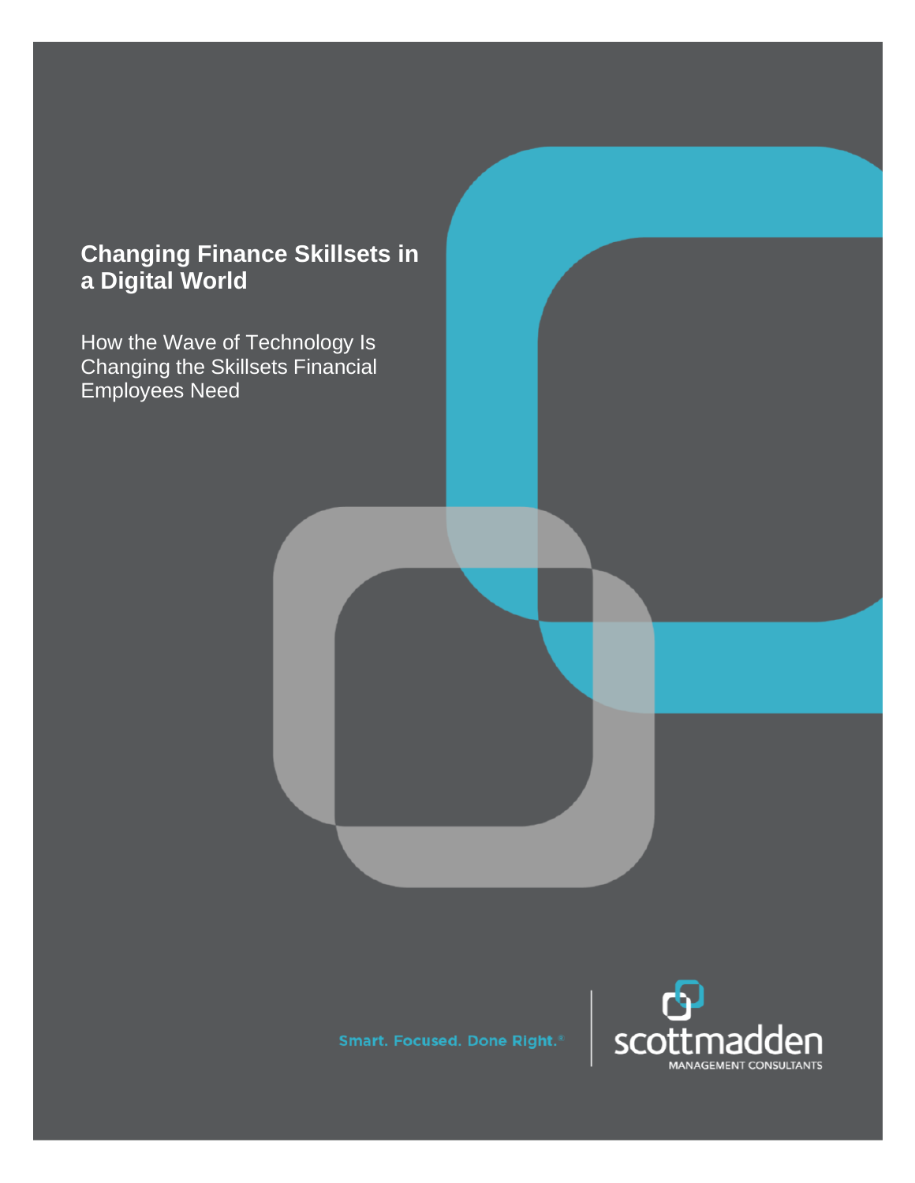# Changing Finance Skillsets in a Digital World

How the Wave of Technology Is Changing the Skillsets Financial Employees Need

Smart. Focused. Done Right.®

scottmadden
MANAGEMENT CONSULTANTS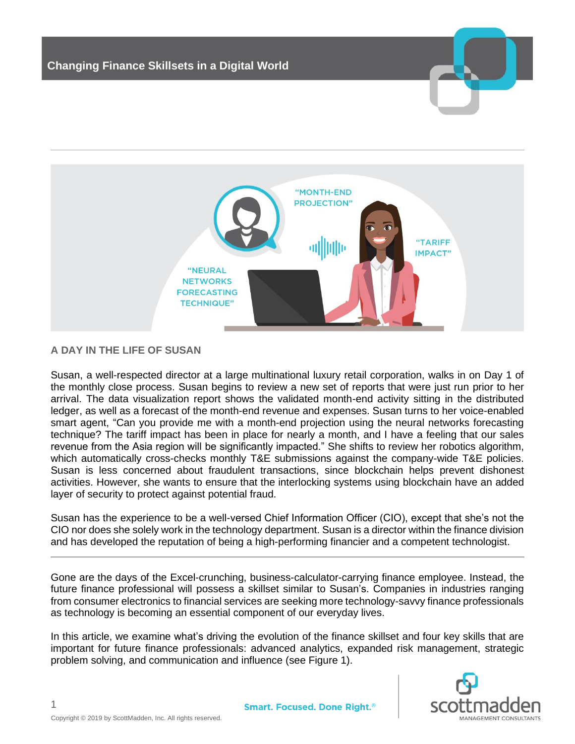## A DAY IN THE LIFE OF SUSAN

Susan, a well-respected director at a large multinational luxury retail corporation, walks in on Day 1 of the monthly close process. Susan begins to review a new set of reports that were just run prior to her arrival. The data visualization report shows the validated month-end activity sitting in the distributed ledger, as well as a forecast of the month-end revenue and expenses. Susan turns to her voice-enabled smart agent, "Can you provide me with a month-end projection using the neural networks forecasting technique? The tariff impact has been in place for nearly a month, and I have a feeling that our sales revenue from the Asia region will be significantly impacted." She shifts to review her robotics algorithm, which automatically cross-checks monthly T&E submissions against the company-wide T&E policies. Susan is less concerned about fraudulent transactions, since blockchain helps prevent dishonest activities. However, she wants to ensure that the interlocking systems using blockchain have an added layer of security to protect against potential fraud.

Susan has the experience to be a well-versed Chief Information Officer (CIO), except that she's not the CIO nor does she solely work in the technology department. Susan is a director within the finance division and has developed the reputation of being a high-performing financier and a competent technologist.

---

Gone are the days of the Excel-crunching, business-calculator-carrying finance employee. Instead, the future finance professional will possess a skillset similar to Susan's. Companies in industries ranging from consumer electronics to financial services are seeking more technology-savvy finance professionals as technology is becoming an essential component of our everyday lives.

In this article, we examine what's driving the evolution of the finance skillset and four key skills that are important for future finance professionals: advanced analytics, expanded risk management, strategic problem solving, and communication and influence (see Figure 1).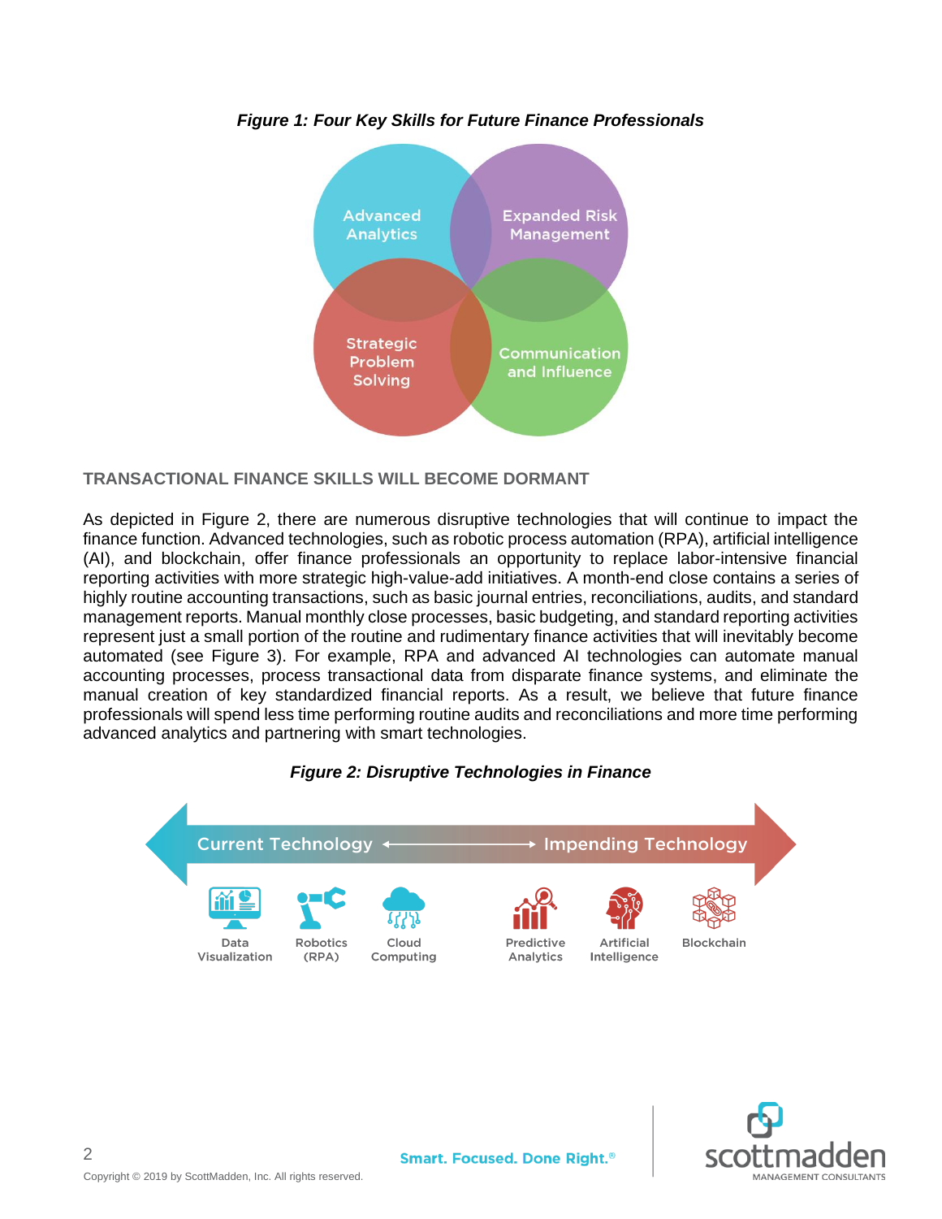*Figure 1: Four Key Skills for Future Finance Professionals*

Advanced Analytics

Expanded Risk Management

Strategic Problem Solving

Communication and Influence

## TRANSACTIONAL FINANCE SKILLS WILL BECOME DORMANT

As depicted in Figure 2, there are numerous disruptive technologies that will continue to impact the finance function. Advanced technologies, such as robotic process automation (RPA), artificial intelligence (AI), and blockchain, offer finance professionals an opportunity to replace labor-intensive financial reporting activities with more strategic high-value-add initiatives. A month-end close contains a series of highly routine accounting transactions, such as basic journal entries, reconciliations, audits, and standard management reports. Manual monthly close processes, basic budgeting, and standard reporting activities represent just a small portion of the routine and rudimentary finance activities that will inevitably become automated (see Figure 3). For example, RPA and advanced AI technologies can automate manual accounting processes, process transactional data from disparate finance systems, and eliminate the manual creation of key standardized financial reports. As a result, we believe that future finance professionals will spend less time performing routine audits and reconciliations and more time performing advanced analytics and partnering with smart technologies.

*Figure 2: Disruptive Technologies in Finance*

Current Technology ←——→ Impending Technology

Data Visualization | Robotics (RPA) | Cloud Computing | Predictive Analytics | Artificial Intelligence | Blockchain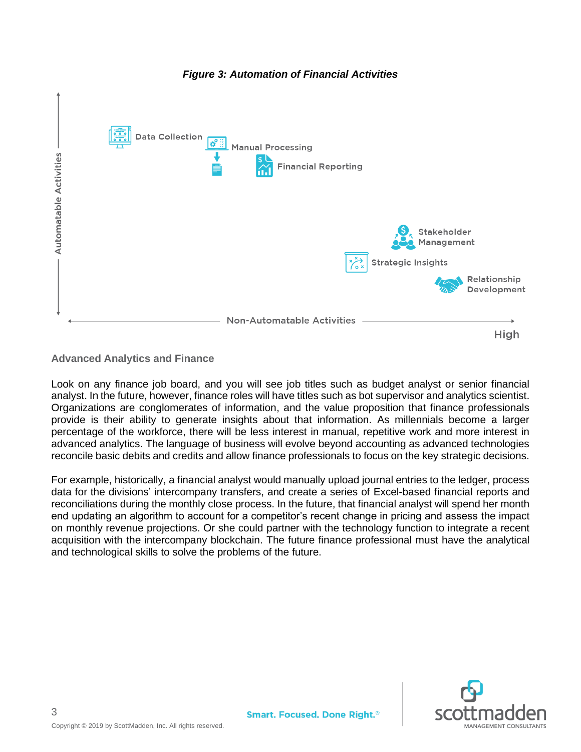*Figure 3: Automation of Financial Activities*

Data Collection

Manual Processing

Financial Reporting

Stakeholder Management

Strategic Insights

Relationship Development

Automatable Activities

Non-Automatable Activities

High

### Advanced Analytics and Finance

Look on any finance job board, and you will see job titles such as budget analyst or senior financial analyst. In the future, however, finance roles will have titles such as bot supervisor and analytics scientist. Organizations are conglomerates of information, and the value proposition that finance professionals provide is their ability to generate insights about that information. As millennials become a larger percentage of the workforce, there will be less interest in manual, repetitive work and more interest in advanced analytics. The language of business will evolve beyond accounting as advanced technologies reconcile basic debits and credits and allow finance professionals to focus on the key strategic decisions.

For example, historically, a financial analyst would manually upload journal entries to the ledger, process data for the divisions' intercompany transfers, and create a series of Excel-based financial reports and reconciliations during the monthly close process. In the future, that financial analyst will spend her month end updating an algorithm to account for a competitor's recent change in pricing and assess the impact on monthly revenue projections. Or she could partner with the technology function to integrate a recent acquisition with the intercompany blockchain. The future finance professional must have the analytical and technological skills to solve the problems of the future.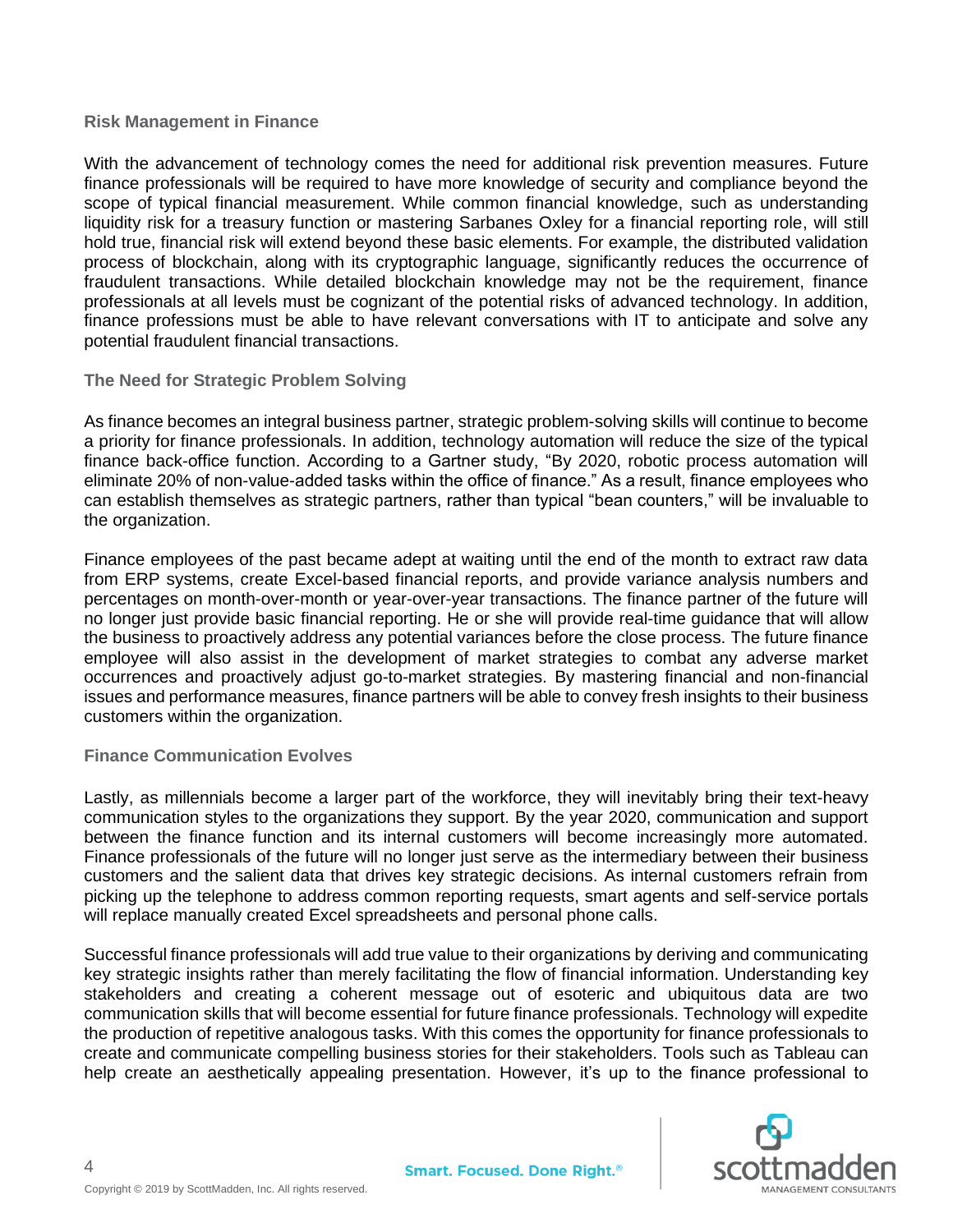### Risk Management in Finance

With the advancement of technology comes the need for additional risk prevention measures. Future finance professionals will be required to have more knowledge of security and compliance beyond the scope of typical financial measurement. While common financial knowledge, such as understanding liquidity risk for a treasury function or mastering Sarbanes Oxley for a financial reporting role, will still hold true, financial risk will extend beyond these basic elements. For example, the distributed validation process of blockchain, along with its cryptographic language, significantly reduces the occurrence of fraudulent transactions. While detailed blockchain knowledge may not be the requirement, finance professionals at all levels must be cognizant of the potential risks of advanced technology. In addition, finance professions must be able to have relevant conversations with IT to anticipate and solve any potential fraudulent financial transactions.

### The Need for Strategic Problem Solving

As finance becomes an integral business partner, strategic problem-solving skills will continue to become a priority for finance professionals. In addition, technology automation will reduce the size of the typical finance back-office function. According to a Gartner study, "By 2020, robotic process automation will eliminate 20% of non-value-added tasks within the office of finance." As a result, finance employees who can establish themselves as strategic partners, rather than typical "bean counters," will be invaluable to the organization.

Finance employees of the past became adept at waiting until the end of the month to extract raw data from ERP systems, create Excel-based financial reports, and provide variance analysis numbers and percentages on month-over-month or year-over-year transactions. The finance partner of the future will no longer just provide basic financial reporting. He or she will provide real-time guidance that will allow the business to proactively address any potential variances before the close process. The future finance employee will also assist in the development of market strategies to combat any adverse market occurrences and proactively adjust go-to-market strategies. By mastering financial and non-financial issues and performance measures, finance partners will be able to convey fresh insights to their business customers within the organization.

### Finance Communication Evolves

Lastly, as millennials become a larger part of the workforce, they will inevitably bring their text-heavy communication styles to the organizations they support. By the year 2020, communication and support between the finance function and its internal customers will become increasingly more automated. Finance professionals of the future will no longer just serve as the intermediary between their business customers and the salient data that drives key strategic decisions. As internal customers refrain from picking up the telephone to address common reporting requests, smart agents and self-service portals will replace manually created Excel spreadsheets and personal phone calls.

Successful finance professionals will add true value to their organizations by deriving and communicating key strategic insights rather than merely facilitating the flow of financial information. Understanding key stakeholders and creating a coherent message out of esoteric and ubiquitous data are two communication skills that will become essential for future finance professionals. Technology will expedite the production of repetitive analogous tasks. With this comes the opportunity for finance professionals to create and communicate compelling business stories for their stakeholders. Tools such as Tableau can help create an aesthetically appealing presentation. However, it's up to the finance professional to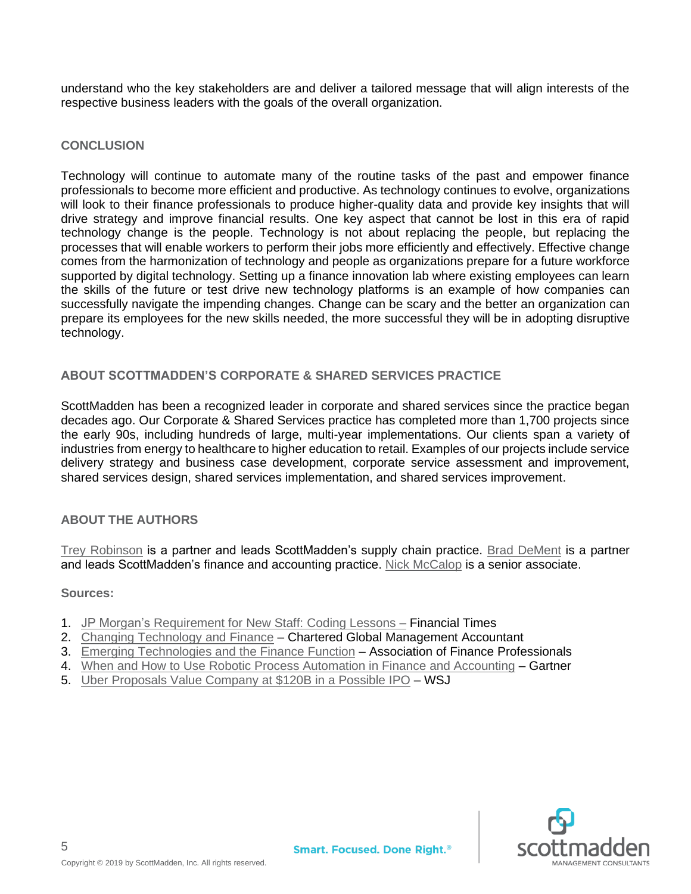understand who the key stakeholders are and deliver a tailored message that will align interests of the respective business leaders with the goals of the overall organization.

## CONCLUSION

Technology will continue to automate many of the routine tasks of the past and empower finance professionals to become more efficient and productive. As technology continues to evolve, organizations will look to their finance professionals to produce higher-quality data and provide key insights that will drive strategy and improve financial results. One key aspect that cannot be lost in this era of rapid technology change is the people. Technology is not about replacing the people, but replacing the processes that will enable workers to perform their jobs more efficiently and effectively. Effective change comes from the harmonization of technology and people as organizations prepare for a future workforce supported by digital technology. Setting up a finance innovation lab where existing employees can learn the skills of the future or test drive new technology platforms is an example of how companies can successfully navigate the impending changes. Change can be scary and the better an organization can prepare its employees for the new skills needed, the more successful they will be in adopting disruptive technology.

## ABOUT SCOTTMADDEN'S CORPORATE & SHARED SERVICES PRACTICE

ScottMadden has been a recognized leader in corporate and shared services since the practice began decades ago. Our Corporate & Shared Services practice has completed more than 1,700 projects since the early 90s, including hundreds of large, multi-year implementations. Our clients span a variety of industries from energy to healthcare to higher education to retail. Examples of our projects include service delivery strategy and business case development, corporate service assessment and improvement, shared services design, shared services implementation, and shared services improvement.

## ABOUT THE AUTHORS

Trey Robinson is a partner and leads ScottMadden's supply chain practice. Brad DeMent is a partner and leads ScottMadden's finance and accounting practice. Nick McCalop is a senior associate.

**Sources:**

1. JP Morgan's Requirement for New Staff: Coding Lessons – Financial Times
2. Changing Technology and Finance – Chartered Global Management Accountant
3. Emerging Technologies and the Finance Function – Association of Finance Professionals
4. When and How to Use Robotic Process Automation in Finance and Accounting – Gartner
5. Uber Proposals Value Company at $120B in a Possible IPO – WSJ